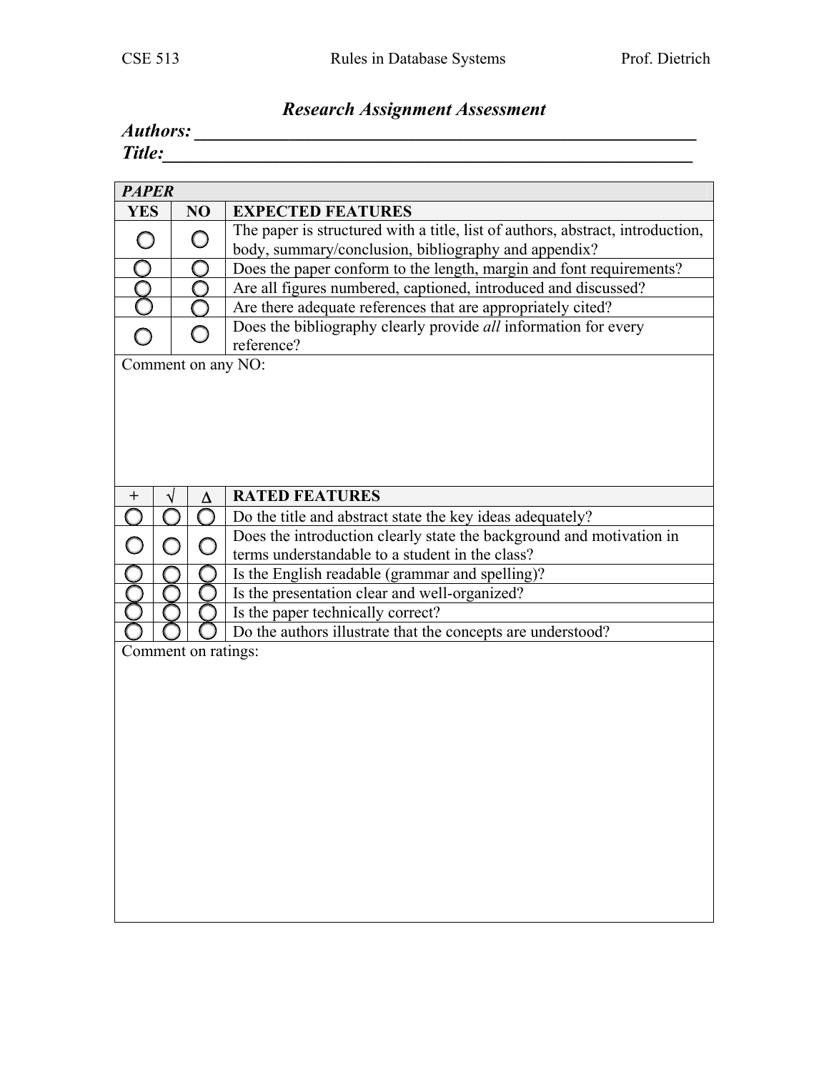# Research Assignment Assessment

***Authors:*** ___________________________________________________________

***Title:***______________________________________________________________

| ***PAPER*** | | |
|---|---|---|
| **YES** | **NO** | **EXPECTED FEATURES** |
| ○ | ○ | The paper is structured with a title, list of authors, abstract, introduction, body, summary/conclusion, bibliography and appendix? |
| ○ | ○ | Does the paper conform to the length, margin and font requirements? |
| ○ | ○ | Are all figures numbered, captioned, introduced and discussed? |
| ○ | ○ | Are there adequate references that are appropriately cited? |
| ○ | ○ | Does the bibliography clearly provide *all* information for every reference? |

Comment on any NO:

| + | √ | Δ | **RATED FEATURES** |
|---|---|---|---|
| ○ | ○ | ○ | Do the title and abstract state the key ideas adequately? |
| ○ | ○ | ○ | Does the introduction clearly state the background and motivation in terms understandable to a student in the class? |
| ○ | ○ | ○ | Is the English readable (grammar and spelling)? |
| ○ | ○ | ○ | Is the presentation clear and well-organized? |
| ○ | ○ | ○ | Is the paper technically correct? |
| ○ | ○ | ○ | Do the authors illustrate that the concepts are understood? |

Comment on ratings: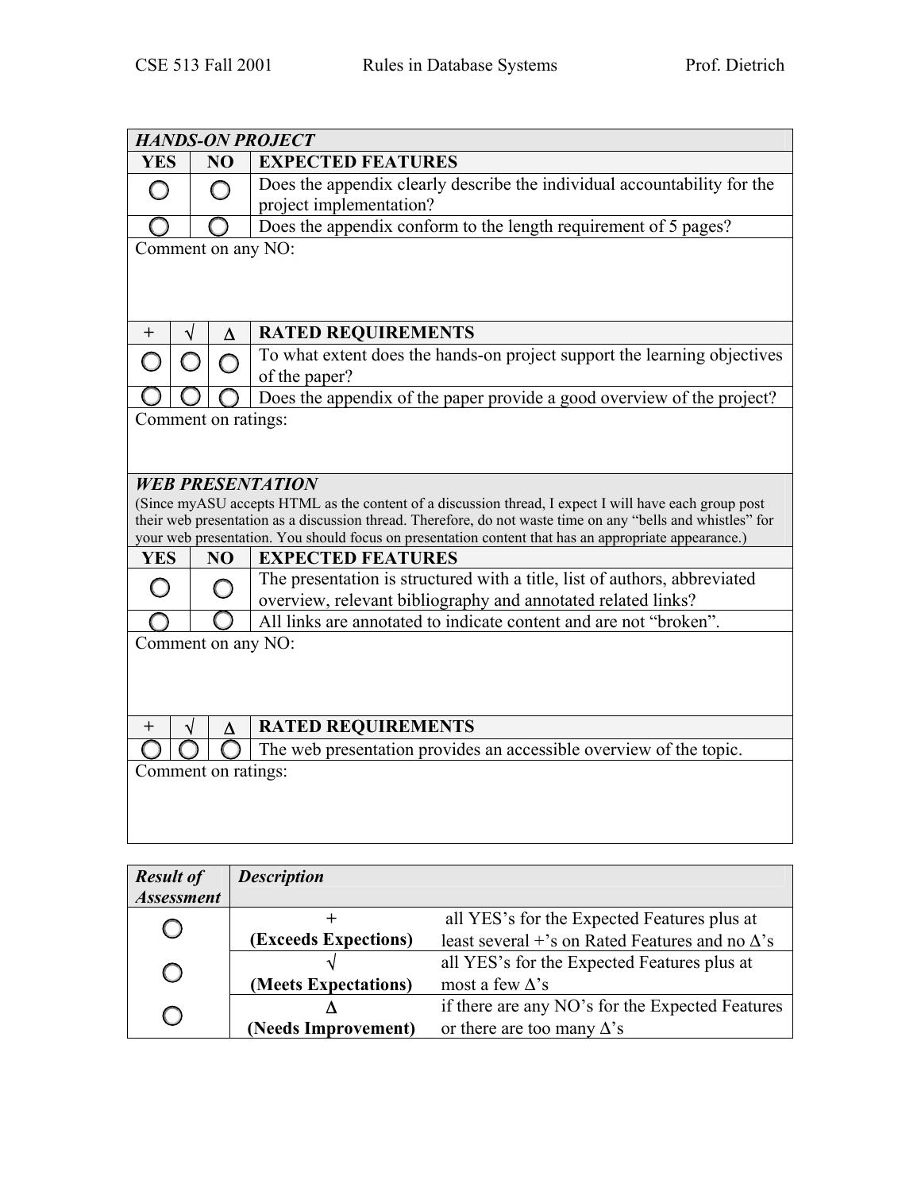| HANDS-ON PROJECT | | |
|---|---|---|
| **YES** | **NO** | **EXPECTED FEATURES** |
| ○ | ○ | Does the appendix clearly describe the individual accountability for the project implementation? |
| ○ | ○ | Does the appendix conform to the length requirement of 5 pages? |

Comment on any NO:

| + | √ | Δ | RATED REQUIREMENTS |
|---|---|---|---|
| ○ | ○ | ○ | To what extent does the hands-on project support the learning objectives of the paper? |
| ○ | ○ | ○ | Does the appendix of the paper provide a good overview of the project? |

Comment on ratings:

***WEB PRESENTATION***

(Since myASU accepts HTML as the content of a discussion thread, I expect I will have each group post their web presentation as a discussion thread. Therefore, do not waste time on any "bells and whistles" for your web presentation. You should focus on presentation content that has an appropriate appearance.)

| YES | NO | EXPECTED FEATURES |
|---|---|---|
| ○ | ○ | The presentation is structured with a title, list of authors, abbreviated overview, relevant bibliography and annotated related links? |
| ○ | ○ | All links are annotated to indicate content and are not "broken". |

Comment on any NO:

| + | √ | Δ | RATED REQUIREMENTS |
|---|---|---|---|
| ○ | ○ | ○ | The web presentation provides an accessible overview of the topic. |

Comment on ratings:

| *Result of Assessment* | *Description* | |
|---|---|---|
| ○ | + **(Exceeds Expections)** | all YES's for the Expected Features plus at least several +'s on Rated Features and no Δ's |
| ○ | √ **(Meets Expectations)** | all YES's for the Expected Features plus at most a few Δ's |
| ○ | Δ **(Needs Improvement)** | if there are any NO's for the Expected Features or there are too many Δ's |